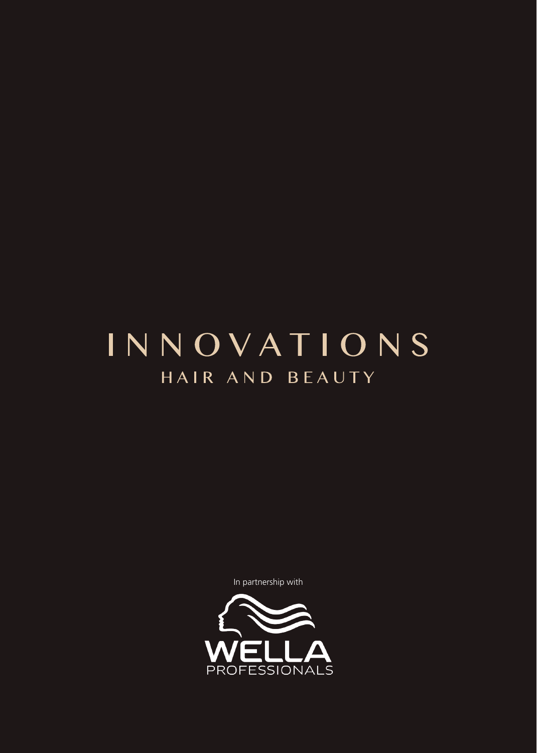# INNOVATIONS

## HAIR AND BEAUTY

In partnership with

WELLA PROFESSIONALS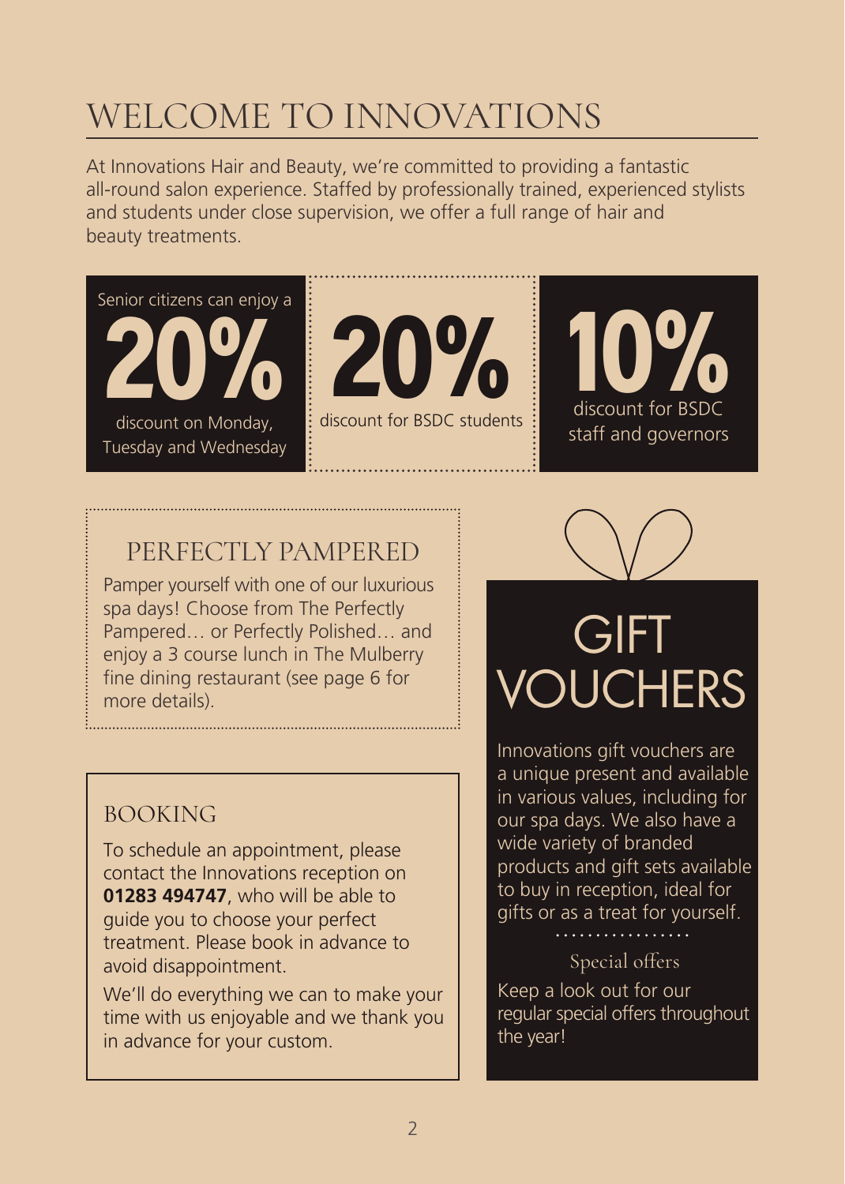# WELCOME TO INNOVATIONS

At Innovations Hair and Beauty, we're committed to providing a fantastic all-round salon experience. Staffed by professionally trained, experienced stylists and students under close supervision, we offer a full range of hair and beauty treatments.

Senior citizens can enjoy a **20%** discount on Monday, Tuesday and Wednesday

**20%** discount for BSDC students

**10%** discount for BSDC staff and governors

## PERFECTLY PAMPERED

Pamper yourself with one of our luxurious spa days! Choose from The Perfectly Pampered… or Perfectly Polished… and enjoy a 3 course lunch in The Mulberry fine dining restaurant (see page 6 for more details).

## BOOKING

To schedule an appointment, please contact the Innovations reception on **01283 494747**, who will be able to guide you to choose your perfect treatment. Please book in advance to avoid disappointment.

We'll do everything we can to make your time with us enjoyable and we thank you in advance for your custom.

## GIFT VOUCHERS

Innovations gift vouchers are a unique present and available in various values, including for our spa days. We also have a wide variety of branded products and gift sets available to buy in reception, ideal for gifts or as a treat for yourself.

### Special offers

Keep a look out for our regular special offers throughout the year!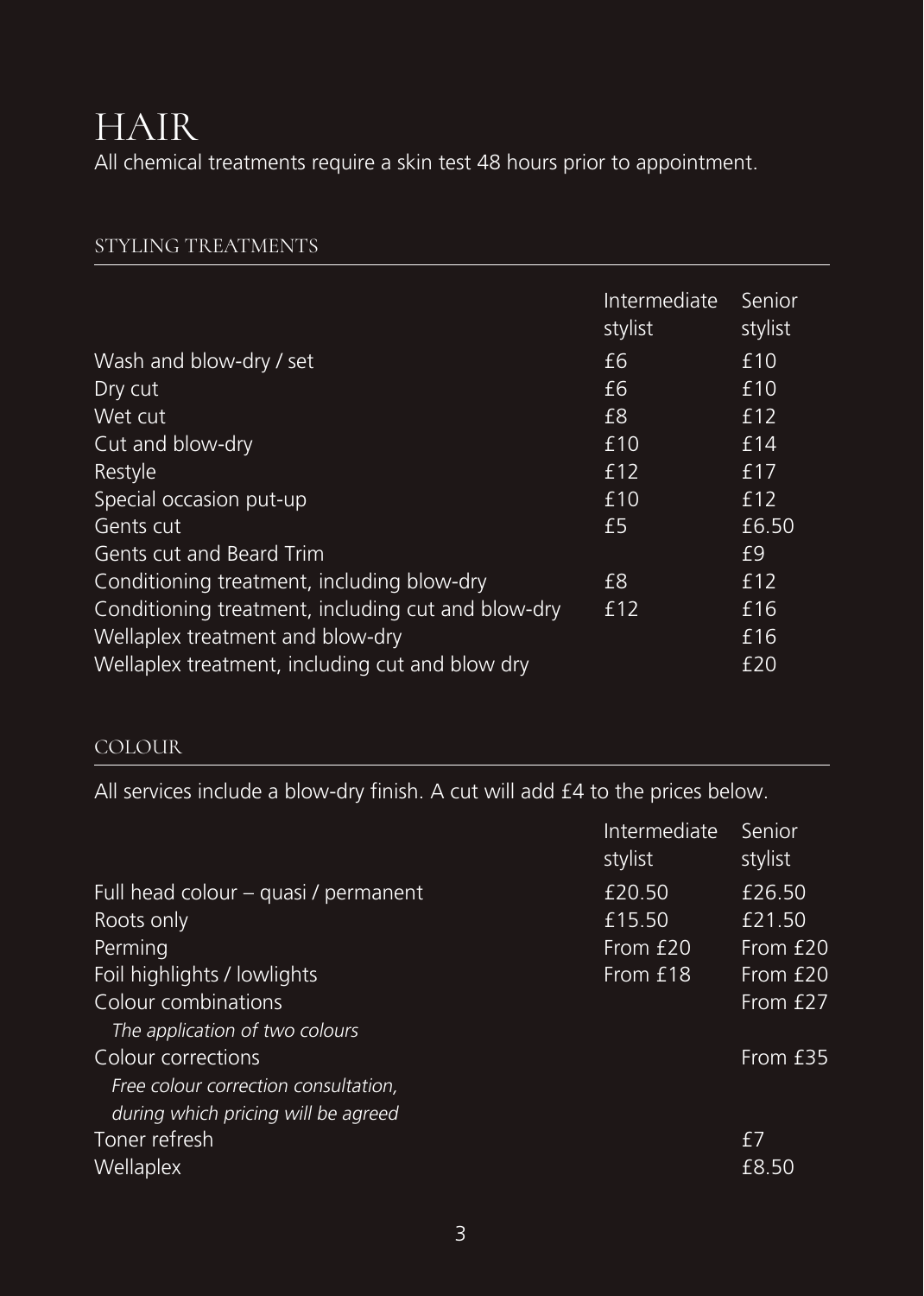# HAIR

All chemical treatments require a skin test 48 hours prior to appointment.

## STYLING TREATMENTS

| | Intermediate stylist | Senior stylist |
|---|---|---|
| Wash and blow-dry / set | £6 | £10 |
| Dry cut | £6 | £10 |
| Wet cut | £8 | £12 |
| Cut and blow-dry | £10 | £14 |
| Restyle | £12 | £17 |
| Special occasion put-up | £10 | £12 |
| Gents cut | £5 | £6.50 |
| Gents cut and Beard Trim | | £9 |
| Conditioning treatment, including blow-dry | £8 | £12 |
| Conditioning treatment, including cut and blow-dry | £12 | £16 |
| Wellaplex treatment and blow-dry | | £16 |
| Wellaplex treatment, including cut and blow dry | | £20 |

## COLOUR

All services include a blow-dry finish. A cut will add £4 to the prices below.

| | Intermediate stylist | Senior stylist |
|---|---|---|
| Full head colour – quasi / permanent | £20.50 | £26.50 |
| Roots only | £15.50 | £21.50 |
| Perming | From £20 | From £20 |
| Foil highlights / lowlights | From £18 | From £20 |
| Colour combinations<br>*The application of two colours* | | From £27 |
| Colour corrections<br>*Free colour correction consultation, during which pricing will be agreed* | | From £35 |
| Toner refresh | | £7 |
| Wellaplex | | £8.50 |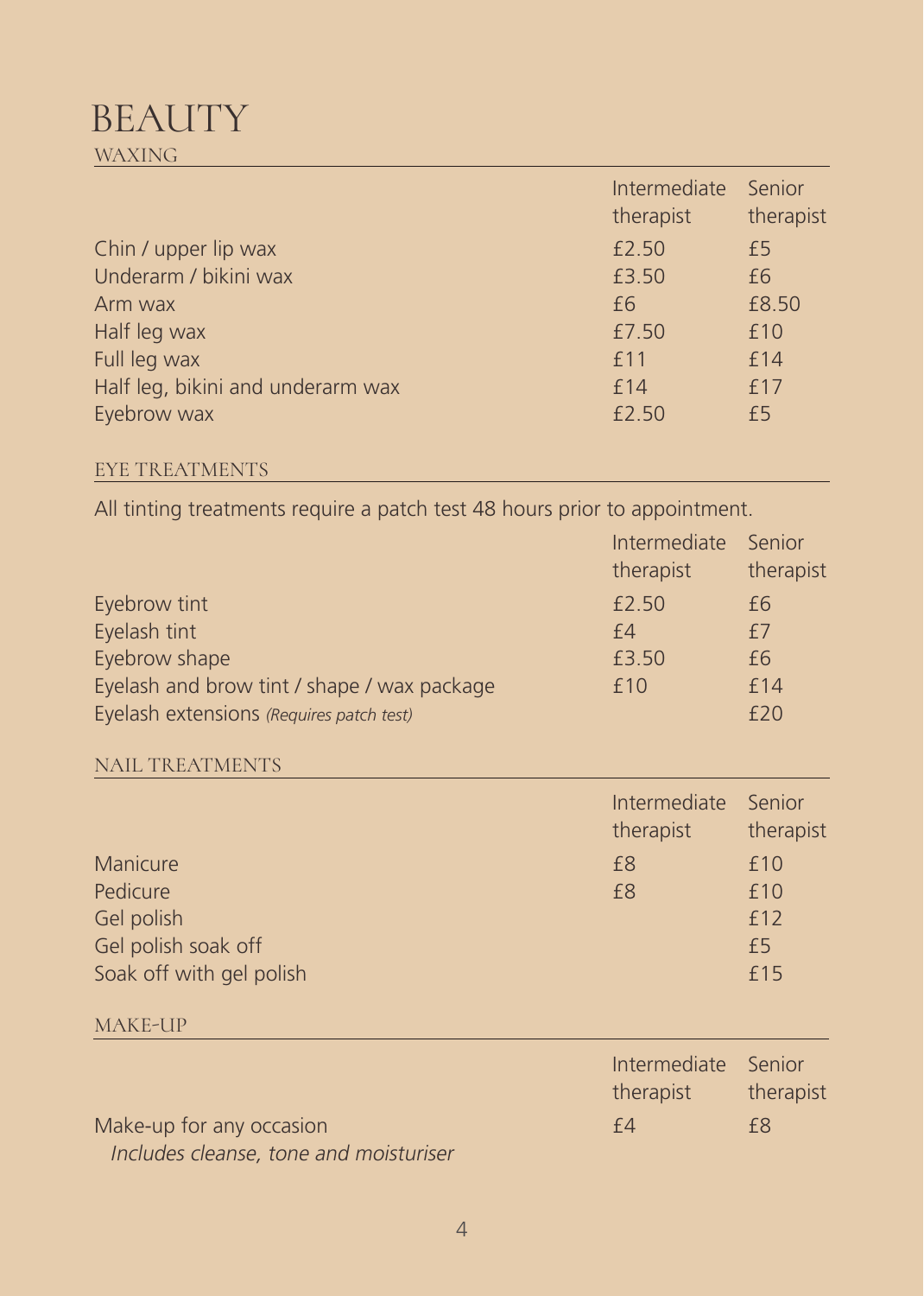# BEAUTY

## WAXING

| | Intermediate therapist | Senior therapist |
|---|---|---|
| Chin / upper lip wax | £2.50 | £5 |
| Underarm / bikini wax | £3.50 | £6 |
| Arm wax | £6 | £8.50 |
| Half leg wax | £7.50 | £10 |
| Full leg wax | £11 | £14 |
| Half leg, bikini and underarm wax | £14 | £17 |
| Eyebrow wax | £2.50 | £5 |

## EYE TREATMENTS

All tinting treatments require a patch test 48 hours prior to appointment.

| | Intermediate therapist | Senior therapist |
|---|---|---|
| Eyebrow tint | £2.50 | £6 |
| Eyelash tint | £4 | £7 |
| Eyebrow shape | £3.50 | £6 |
| Eyelash and brow tint / shape / wax package | £10 | £14 |
| Eyelash extensions *(Requires patch test)* | | £20 |

## NAIL TREATMENTS

| | Intermediate therapist | Senior therapist |
|---|---|---|
| Manicure | £8 | £10 |
| Pedicure | £8 | £10 |
| Gel polish | | £12 |
| Gel polish soak off | | £5 |
| Soak off with gel polish | | £15 |

## MAKE-UP

| | Intermediate therapist | Senior therapist |
|---|---|---|
| Make-up for any occasion<br>*Includes cleanse, tone and moisturiser* | £4 | £8 |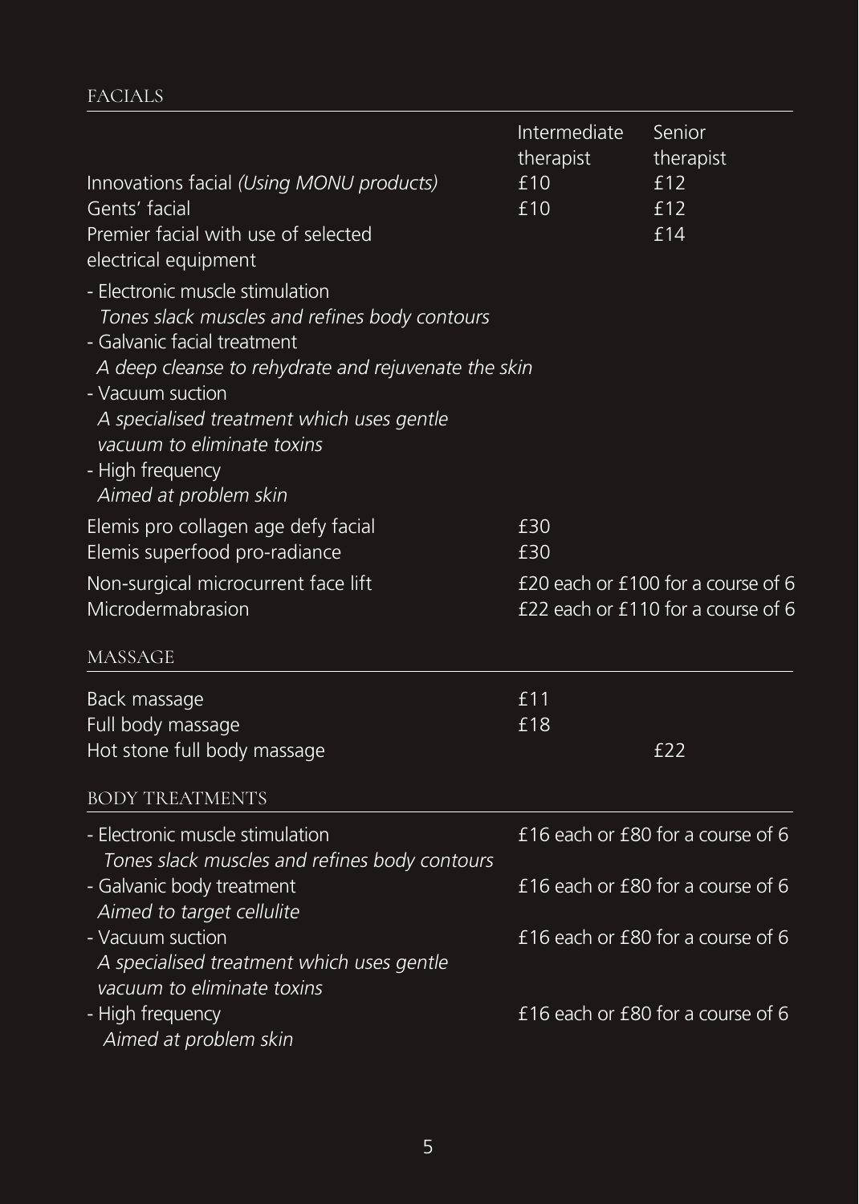## FACIALS

| | Intermediate therapist | Senior therapist |
|---|---|---|
| Innovations facial *(Using MONU products)* | £10 | £12 |
| Gents' facial | £10 | £12 |
| Premier facial with use of selected electrical equipment | | £14 |

- Electronic muscle stimulation
  *Tones slack muscles and refines body contours*
- Galvanic facial treatment
  *A deep cleanse to rehydrate and rejuvenate the skin*
- Vacuum suction
  *A specialised treatment which uses gentle vacuum to eliminate toxins*
- High frequency
  *Aimed at problem skin*

| | Intermediate therapist | Senior therapist |
|---|---|---|
| Elemis pro collagen age defy facial | £30 | |
| Elemis superfood pro-radiance | £30 | |
| Non-surgical microcurrent face lift | £20 each or £100 for a course of 6 | |
| Microdermabrasion | £22 each or £110 for a course of 6 | |

## MASSAGE

| | Intermediate therapist | Senior therapist |
|---|---|---|
| Back massage | £11 | |
| Full body massage | £18 | |
| Hot stone full body massage | | £22 |

## BODY TREATMENTS

| | |
|---|---|
| - Electronic muscle stimulation *Tones slack muscles and refines body contours* | £16 each or £80 for a course of 6 |
| - Galvanic body treatment *Aimed to target cellulite* | £16 each or £80 for a course of 6 |
| - Vacuum suction *A specialised treatment which uses gentle vacuum to eliminate toxins* | £16 each or £80 for a course of 6 |
| - High frequency *Aimed at problem skin* | £16 each or £80 for a course of 6 |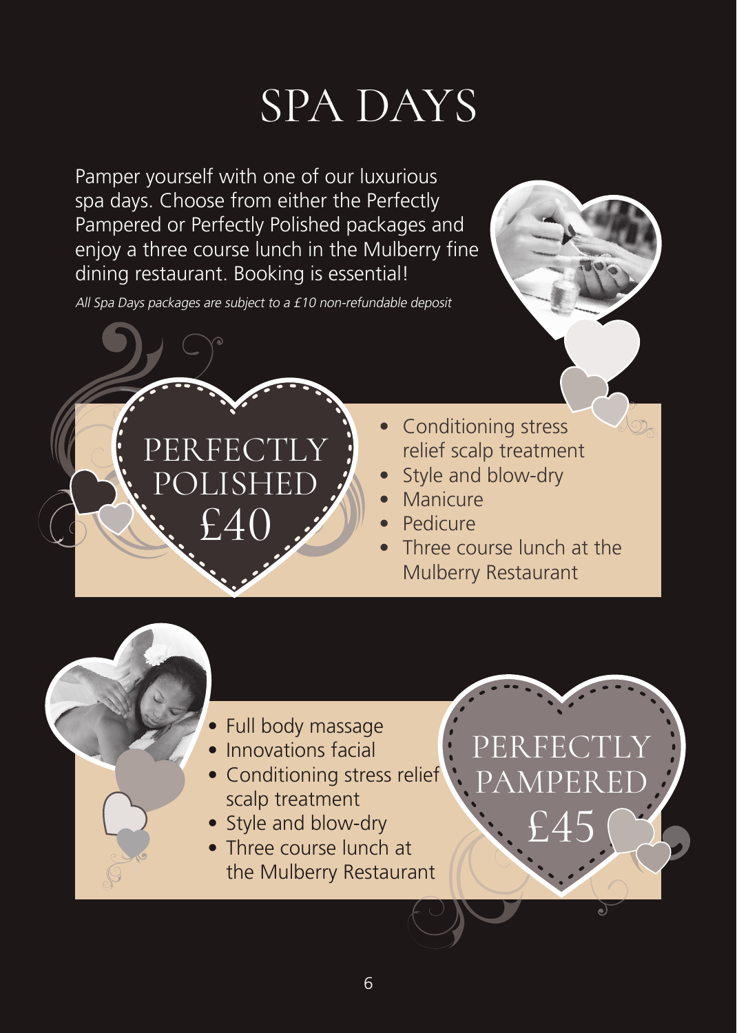# SPA DAYS

Pamper yourself with one of our luxurious spa days. Choose from either the Perfectly Pampered or Perfectly Polished packages and enjoy a three course lunch in the Mulberry fine dining restaurant. Booking is essential!

*All Spa Days packages are subject to a £10 non-refundable deposit*

## PERFECTLY POLISHED £40

- Conditioning stress relief scalp treatment
- Style and blow-dry
- Manicure
- Pedicure
- Three course lunch at the Mulberry Restaurant

## PERFECTLY PAMPERED £45

- Full body massage
- Innovations facial
- Conditioning stress relief scalp treatment
- Style and blow-dry
- Three course lunch at the Mulberry Restaurant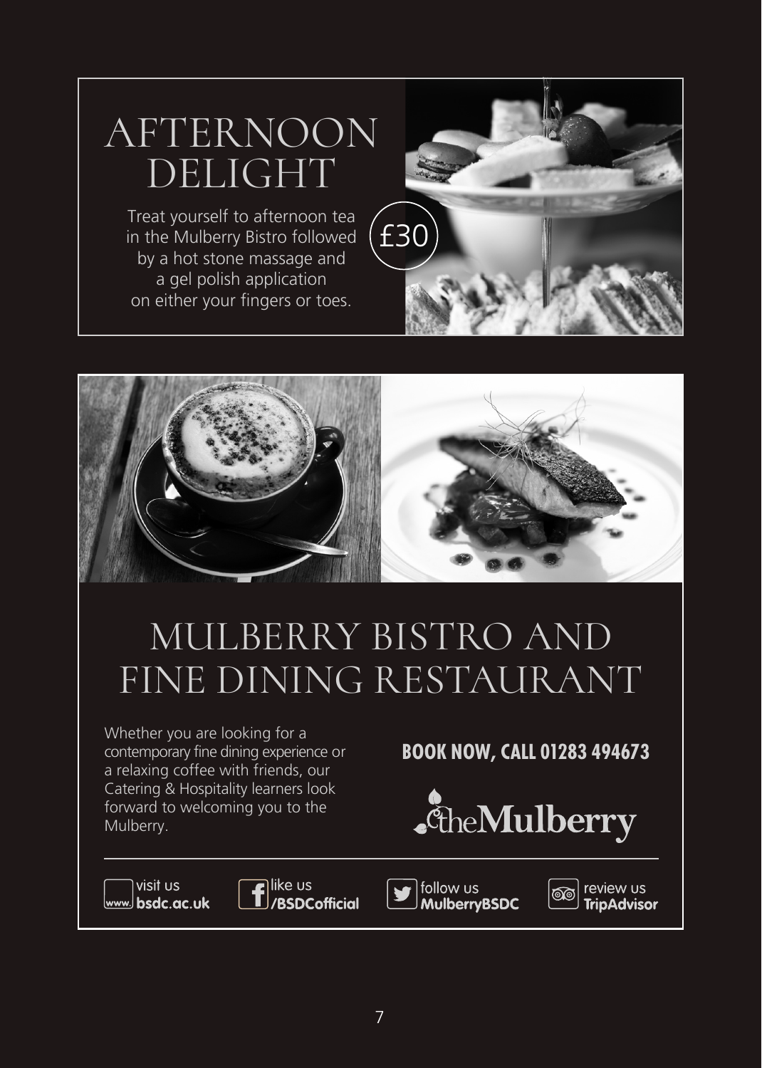# AFTERNOON DELIGHT

Treat yourself to afternoon tea in the Mulberry Bistro followed by a hot stone massage and a gel polish application on either your fingers or toes.

£30

# MULBERRY BISTRO AND FINE DINING RESTAURANT

Whether you are looking for a contemporary fine dining experience or a relaxing coffee with friends, our Catering & Hospitality learners look forward to welcoming you to the Mulberry.

**BOOK NOW, CALL 01283 494673**

theMulberry

visit us **bsdc.ac.uk**

like us **/BSDCofficial**

follow us **MulberryBSDC**

review us **TripAdvisor**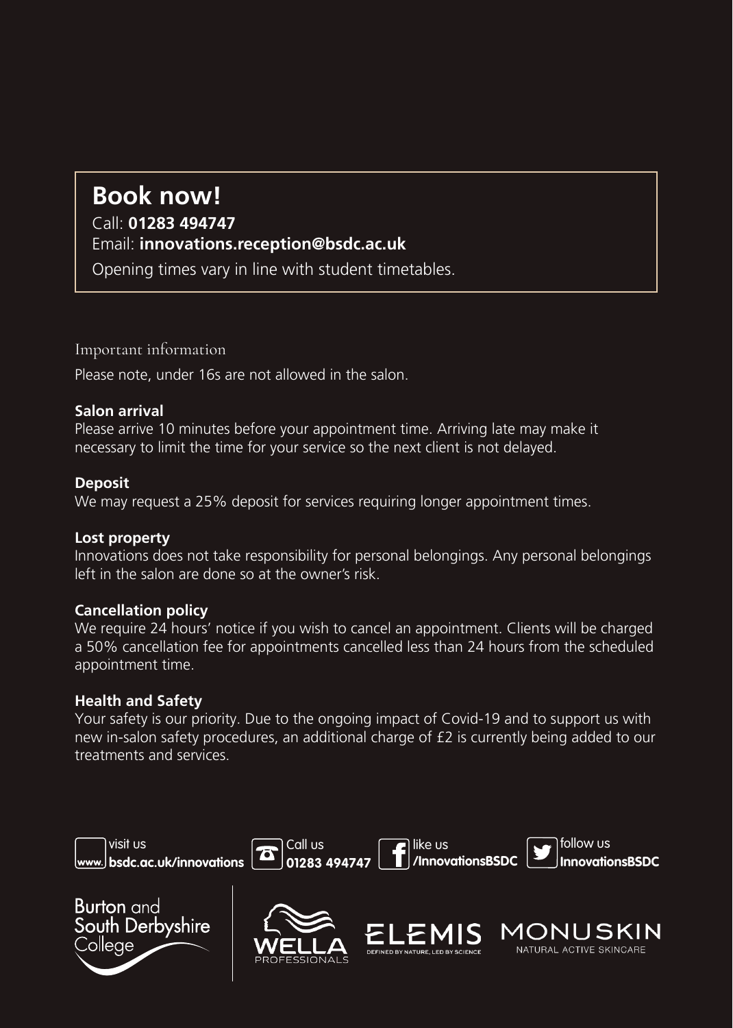## Book now!

Call: **01283 494747**

Email: **innovations.reception@bsdc.ac.uk**

Opening times vary in line with student timetables.

### Important information

Please note, under 16s are not allowed in the salon.

**Salon arrival**

Please arrive 10 minutes before your appointment time. Arriving late may make it necessary to limit the time for your service so the next client is not delayed.

**Deposit**

We may request a 25% deposit for services requiring longer appointment times.

**Lost property**

Innovations does not take responsibility for personal belongings. Any personal belongings left in the salon are done so at the owner's risk.

**Cancellation policy**

We require 24 hours' notice if you wish to cancel an appointment. Clients will be charged a 50% cancellation fee for appointments cancelled less than 24 hours from the scheduled appointment time.

**Health and Safety**

Your safety is our priority. Due to the ongoing impact of Covid-19 and to support us with new in-salon safety procedures, an additional charge of £2 is currently being added to our treatments and services.

visit us **bsdc.ac.uk/innovations**

Call us **01283 494747**

like us **/InnovationsBSDC**

follow us **InnovationsBSDC**

Burton and South Derbyshire College

WELLA PROFESSIONALS

ELEMIS DEFINED BY NATURE, LED BY SCIENCE

MONUSKIN NATURAL ACTIVE SKINCARE